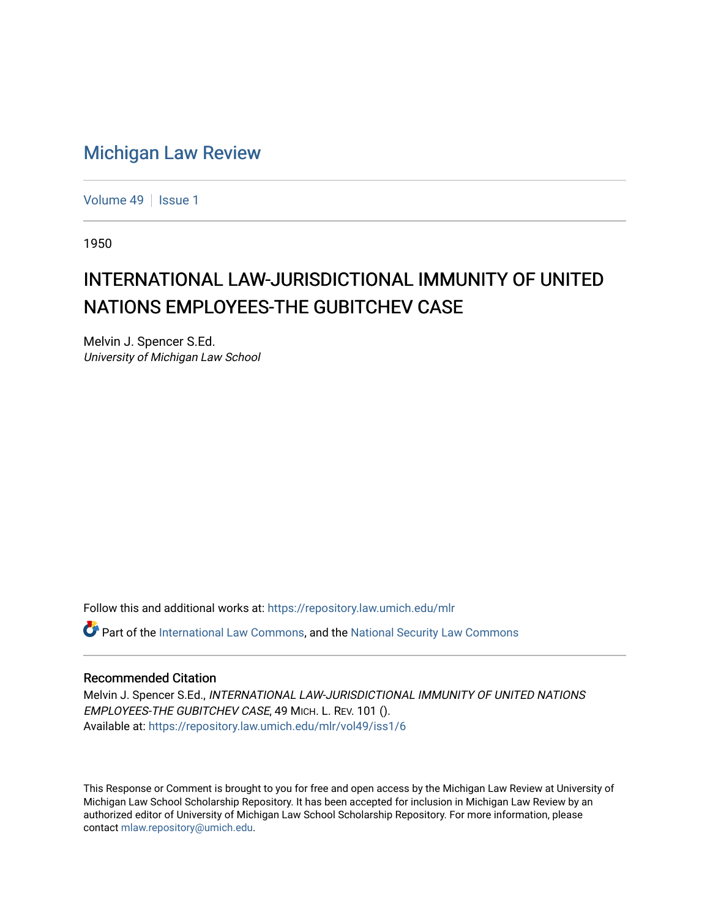# Michigan Law Review

Volume 49 | Issue 1

1950

## INTERNATIONAL LAW-JURISDICTIONAL IMMUNITY OF UNITED NATIONS EMPLOYEES-THE GUBITCHEV CASE

Melvin J. Spencer S.Ed.
*University of Michigan Law School*

Follow this and additional works at: https://repository.law.umich.edu/mlr

Part of the International Law Commons, and the National Security Law Commons

### Recommended Citation

Melvin J. Spencer S.Ed., *INTERNATIONAL LAW-JURISDICTIONAL IMMUNITY OF UNITED NATIONS EMPLOYEES-THE GUBITCHEV CASE*, 49 MICH. L. REV. 101 ().
Available at: https://repository.law.umich.edu/mlr/vol49/iss1/6

This Response or Comment is brought to you for free and open access by the Michigan Law Review at University of Michigan Law School Scholarship Repository. It has been accepted for inclusion in Michigan Law Review by an authorized editor of University of Michigan Law School Scholarship Repository. For more information, please contact mlaw.repository@umich.edu.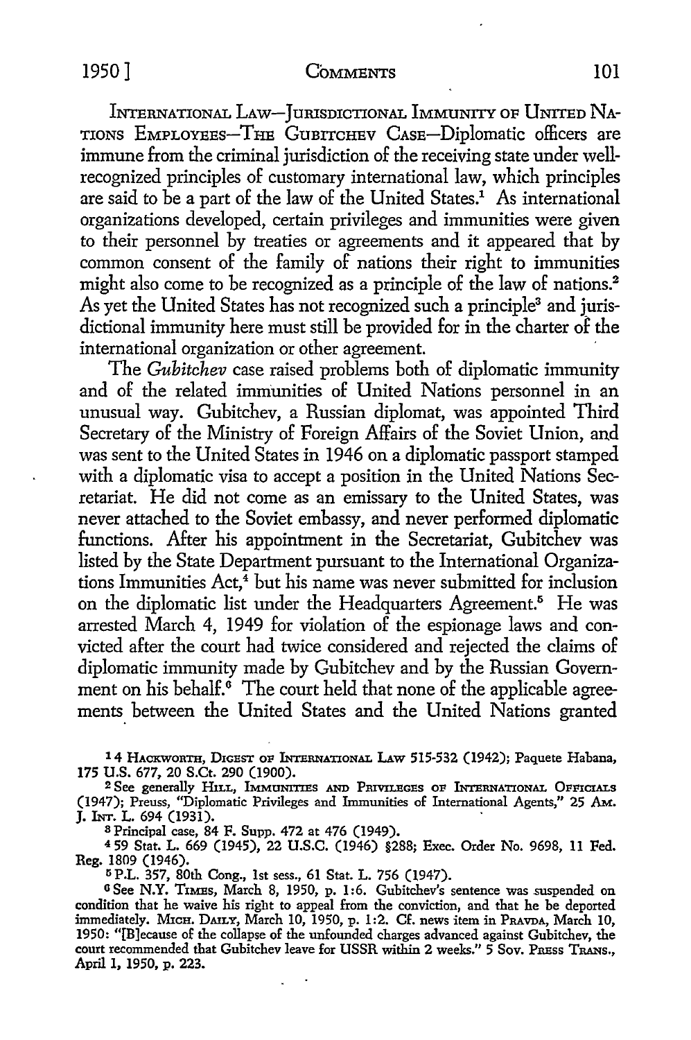INTERNATIONAL LAW—JURISDICTIONAL IMMUNITY OF UNITED NATIONS EMPLOYEES—THE GUBITCHEV CASE—Diplomatic officers are immune from the criminal jurisdiction of the receiving state under well-recognized principles of customary international law, which principles are said to be a part of the law of the United States.[1] As international organizations developed, certain privileges and immunities were given to their personnel by treaties or agreements and it appeared that by common consent of the family of nations their right to immunities might also come to be recognized as a principle of the law of nations.[2] As yet the United States has not recognized such a principle[3] and jurisdictional immunity here must still be provided for in the charter of the international organization or other agreement.

The *Gubitchev* case raised problems both of diplomatic immunity and of the related immunities of United Nations personnel in an unusual way. Gubitchev, a Russian diplomat, was appointed Third Secretary of the Ministry of Foreign Affairs of the Soviet Union, and was sent to the United States in 1946 on a diplomatic passport stamped with a diplomatic visa to accept a position in the United Nations Secretariat. He did not come as an emissary to the United States, was never attached to the Soviet embassy, and never performed diplomatic functions. After his appointment in the Secretariat, Gubitchev was listed by the State Department pursuant to the International Organizations Immunities Act,[4] but his name was never submitted for inclusion on the diplomatic list under the Headquarters Agreement.[5] He was arrested March 4, 1949 for violation of the espionage laws and convicted after the court had twice considered and rejected the claims of diplomatic immunity made by Gubitchev and by the Russian Government on his behalf.[6] The court held that none of the applicable agreements between the United States and the United Nations granted

---

[1] 4 HACKWORTH, DIGEST OF INTERNATIONAL LAW 515-532 (1942); Paquete Habana, 175 U.S. 677, 20 S.Ct. 290 (1900).

[2] See generally HILL, IMMUNITIES AND PRIVILEGES OF INTERNATIONAL OFFICIALS (1947); Preuss, "Diplomatic Privileges and Immunities of International Agents," 25 AM. J. INT. L. 694 (1931).

[3] Principal case, 84 F. Supp. 472 at 476 (1949).

[4] 59 Stat. L. 669 (1945), 22 U.S.C. (1946) §288; Exec. Order No. 9698, 11 Fed. Reg. 1809 (1946).

[5] P.L. 357, 80th Cong., 1st sess., 61 Stat. L. 756 (1947).

[6] See N.Y. TIMES, March 8, 1950, p. 1:6. Gubitchev's sentence was suspended on condition that he waive his right to appeal from the conviction, and that he be deported immediately. MICH. DAILY, March 10, 1950, p. 1:2. Cf. news item in PRAVDA, March 10, 1950: "[B]ecause of the collapse of the unfounded charges advanced against Gubitchev, the court recommended that Gubitchev leave for USSR within 2 weeks." 5 SOV. PRESS TRANS., April 1, 1950, p. 223.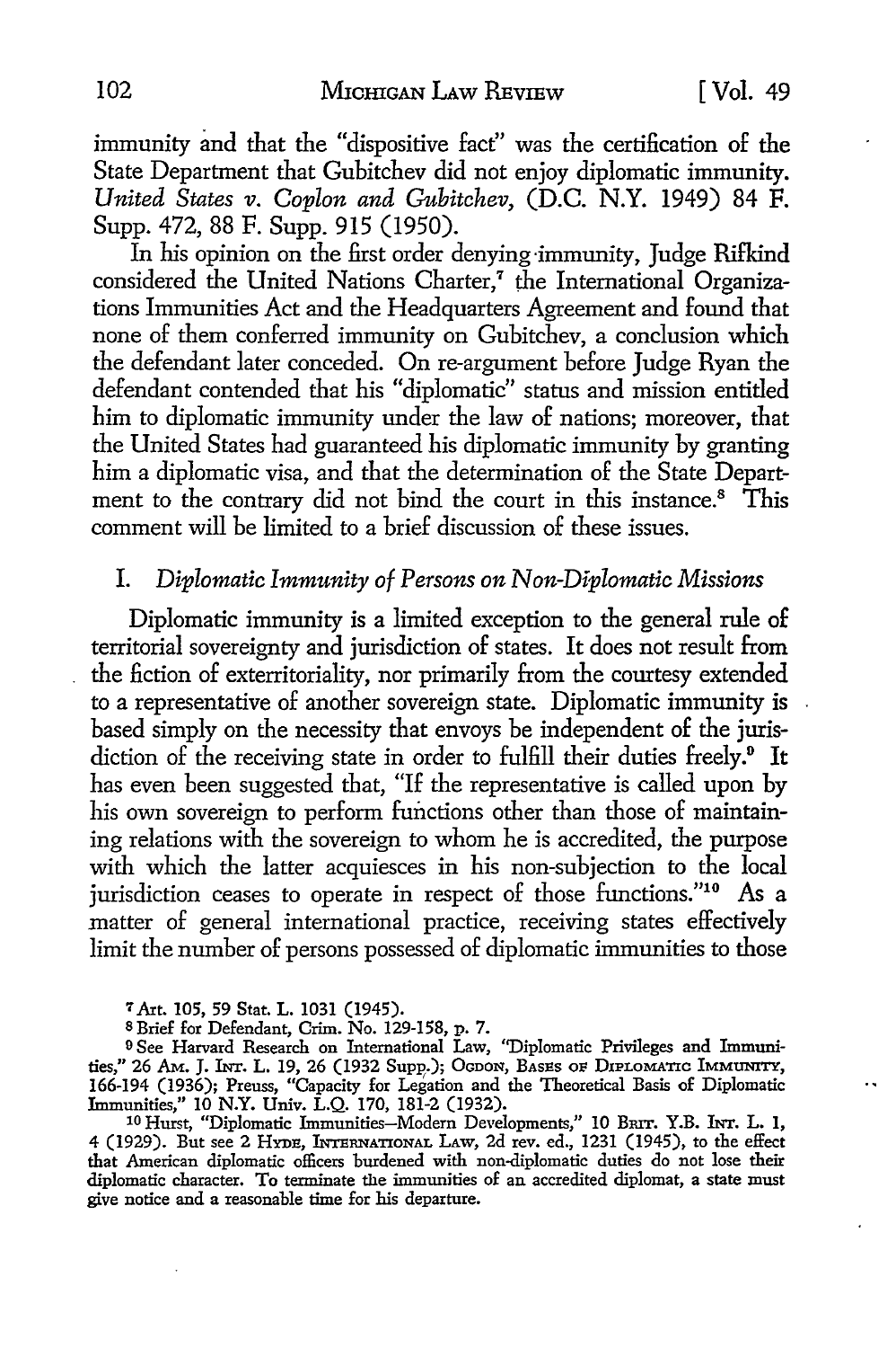immunity and that the "dispositive fact" was the certification of the State Department that Gubitchev did not enjoy diplomatic immunity. *United States v. Coplon and Gubitchev,* (D.C. N.Y. 1949) 84 F. Supp. 472, 88 F. Supp. 915 (1950).

In his opinion on the first order denying immunity, Judge Rifkind considered the United Nations Charter,[7] the International Organizations Immunities Act and the Headquarters Agreement and found that none of them conferred immunity on Gubitchev, a conclusion which the defendant later conceded. On re-argument before Judge Ryan the defendant contended that his "diplomatic" status and mission entitled him to diplomatic immunity under the law of nations; moreover, that the United States had guaranteed his diplomatic immunity by granting him a diplomatic visa, and that the determination of the State Department to the contrary did not bind the court in this instance.[8] This comment will be limited to a brief discussion of these issues.

## I. *Diplomatic Immunity of Persons on Non-Diplomatic Missions*

Diplomatic immunity is a limited exception to the general rule of territorial sovereignty and jurisdiction of states. It does not result from the fiction of exterritoriality, nor primarily from the courtesy extended to a representative of another sovereign state. Diplomatic immunity is based simply on the necessity that envoys be independent of the jurisdiction of the receiving state in order to fulfill their duties freely.[9] It has even been suggested that, "If the representative is called upon by his own sovereign to perform functions other than those of maintaining relations with the sovereign to whom he is accredited, the purpose with which the latter acquiesces in his non-subjection to the local jurisdiction ceases to operate in respect of those functions."[10] As a matter of general international practice, receiving states effectively limit the number of persons possessed of diplomatic immunities to those

---

[7] Art. 105, 59 Stat. L. 1031 (1945).

[8] Brief for Defendant, Crim. No. 129-158, p. 7.

[9] See Harvard Research on International Law, "Diplomatic Privileges and Immunities," 26 Am. J. Int. L. 19, 26 (1932 Supp.); Ogdon, Bases of Diplomatic Immunity, 166-194 (1936); Preuss, "Capacity for Legation and the Theoretical Basis of Diplomatic Immunities," 10 N.Y. Univ. L.Q. 170, 181-2 (1932).

[10] Hurst, "Diplomatic Immunities—Modern Developments," 10 Brit. Y.B. Int. L. 1, 4 (1929). But see 2 Hyde, International Law, 2d rev. ed., 1231 (1945), to the effect that American diplomatic officers burdened with non-diplomatic duties do not lose their diplomatic character. To terminate the immunities of an accredited diplomat, a state must give notice and a reasonable time for his departure.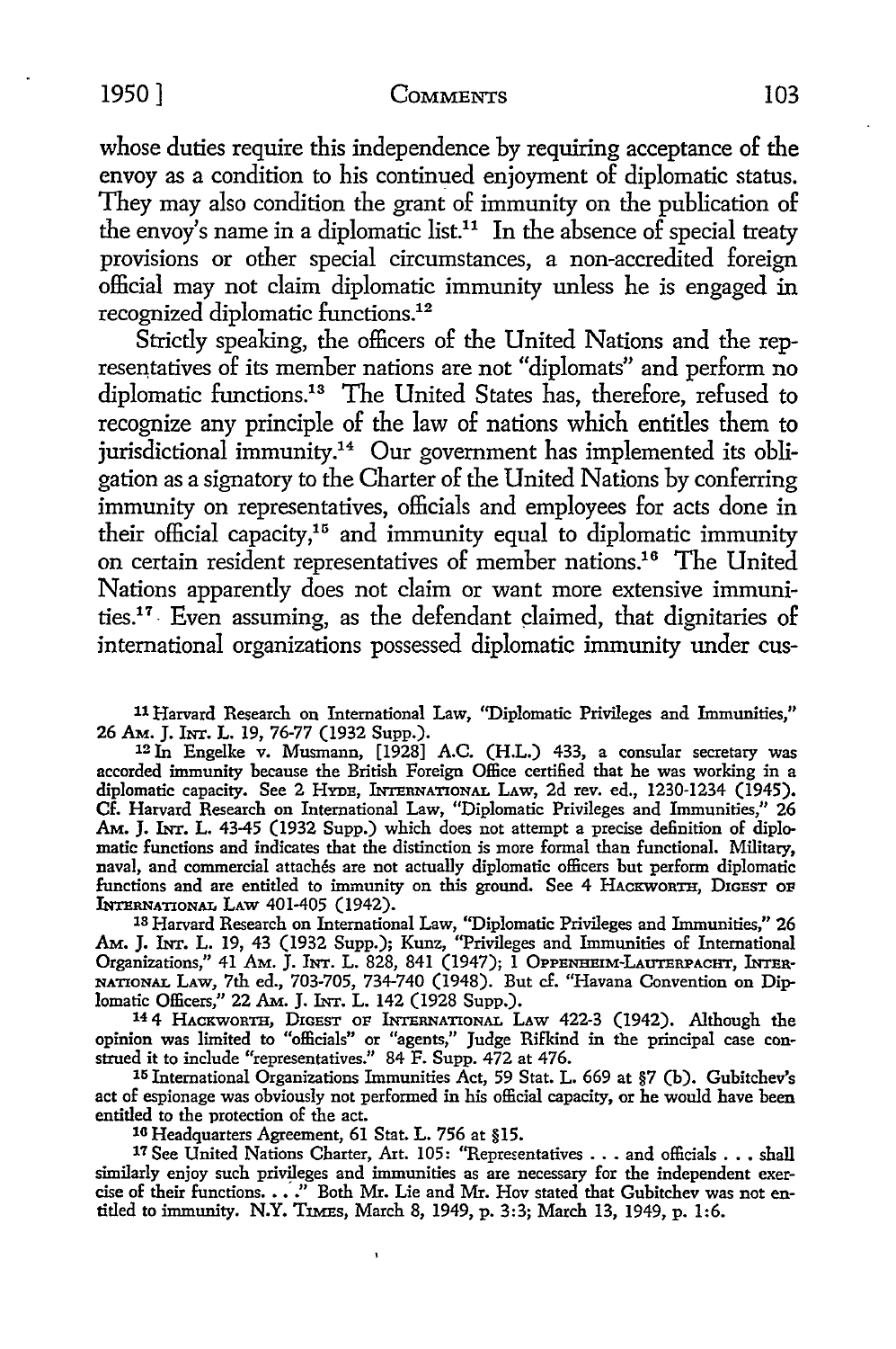whose duties require this independence by requiring acceptance of the envoy as a condition to his continued enjoyment of diplomatic status. They may also condition the grant of immunity on the publication of the envoy's name in a diplomatic list.[11] In the absence of special treaty provisions or other special circumstances, a non-accredited foreign official may not claim diplomatic immunity unless he is engaged in recognized diplomatic functions.[12]

Strictly speaking, the officers of the United Nations and the representatives of its member nations are not "diplomats" and perform no diplomatic functions.[13] The United States has, therefore, refused to recognize any principle of the law of nations which entitles them to jurisdictional immunity.[14] Our government has implemented its obligation as a signatory to the Charter of the United Nations by conferring immunity on representatives, officials and employees for acts done in their official capacity,[15] and immunity equal to diplomatic immunity on certain resident representatives of member nations.[16] The United Nations apparently does not claim or want more extensive immunities.[17] Even assuming, as the defendant claimed, that dignitaries of international organizations possessed diplomatic immunity under cus-

---

[11] Harvard Research on International Law, "Diplomatic Privileges and Immunities," 26 AM. J. INT. L. 19, 76-77 (1932 Supp.).

[12] In Engelke v. Musmann, [1928] A.C. (H.L.) 433, a consular secretary was accorded immunity because the British Foreign Office certified that he was working in a diplomatic capacity. See 2 HYDE, INTERNATIONAL LAW, 2d rev. ed., 1230-1234 (1945). Cf. Harvard Research on International Law, "Diplomatic Privileges and Immunities," 26 AM. J. INT. L. 43-45 (1932 Supp.) which does not attempt a precise definition of diplomatic functions and indicates that the distinction is more formal than functional. Military, naval, and commercial attachés are not actually diplomatic officers but perform diplomatic functions and are entitled to immunity on this ground. See 4 HACKWORTH, DIGEST OF INTERNATIONAL LAW 401-405 (1942).

[13] Harvard Research on International Law, "Diplomatic Privileges and Immunities," 26 AM. J. INT. L. 19, 43 (1932 Supp.); Kunz, "Privileges and Immunities of International Organizations," 41 AM. J. INT. L. 828, 841 (1947); 1 OPPENHEIM-LAUTERPACHT, INTERNATIONAL LAW, 7th ed., 703-705, 734-740 (1948). But cf. "Havana Convention on Diplomatic Officers," 22 AM. J. INT. L. 142 (1928 Supp.).

[14] 4 HACKWORTH, DIGEST OF INTERNATIONAL LAW 422-3 (1942). Although the opinion was limited to "officials" or "agents," Judge Rifkind in the principal case construed it to include "representatives." 84 F. Supp. 472 at 476.

[15] International Organizations Immunities Act, 59 Stat. L. 669 at §7 (b). Gubitchev's act of espionage was obviously not performed in his official capacity, or he would have been entitled to the protection of the act.

[16] Headquarters Agreement, 61 Stat. L. 756 at §15.

[17] See United Nations Charter, Art. 105: "Representatives . . . and officials . . . shall similarly enjoy such privileges and immunities as are necessary for the independent exercise of their functions. . . ." Both Mr. Lie and Mr. Hov stated that Gubitchev was not entitled to immunity. N.Y. TIMES, March 8, 1949, p. 3:3; March 13, 1949, p. 1:6.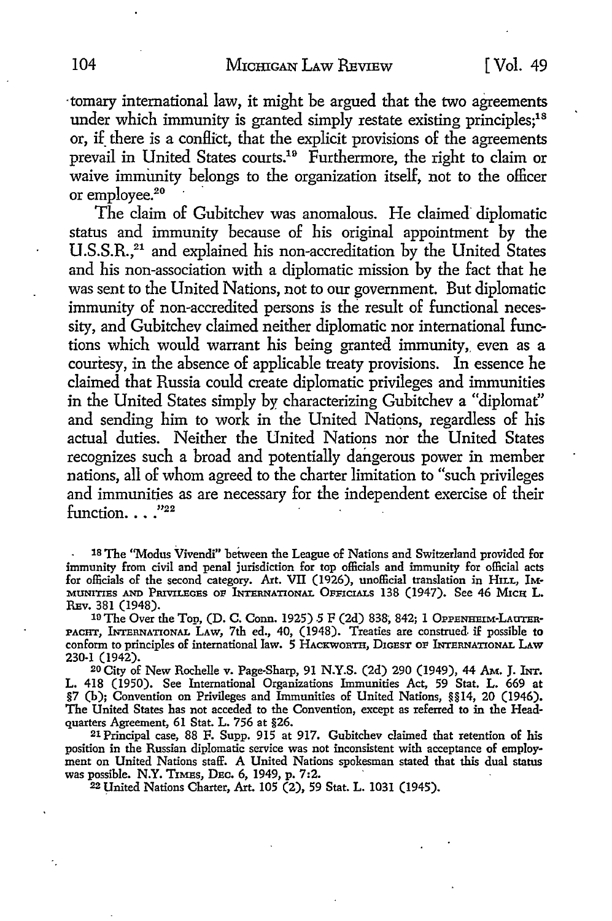tomary international law, it might be argued that the two agreements under which immunity is granted simply restate existing principles;[18] or, if there is a conflict, that the explicit provisions of the agreements prevail in United States courts.[19] Furthermore, the right to claim or waive immunity belongs to the organization itself, not to the officer or employee.[20]

The claim of Gubitchev was anomalous. He claimed diplomatic status and immunity because of his original appointment by the U.S.S.R.,[21] and explained his non-accreditation by the United States and his non-association with a diplomatic mission by the fact that he was sent to the United Nations, not to our government. But diplomatic immunity of non-accredited persons is the result of functional necessity, and Gubitchev claimed neither diplomatic nor international functions which would warrant his being granted immunity, even as a courtesy, in the absence of applicable treaty provisions. In essence he claimed that Russia could create diplomatic privileges and immunities in the United States simply by characterizing Gubitchev a "diplomat" and sending him to work in the United Nations, regardless of his actual duties. Neither the United Nations nor the United States recognizes such a broad and potentially dangerous power in member nations, all of whom agreed to the charter limitation to "such privileges and immunities as are necessary for the independent exercise of their function. . . ."[22]

---

[18] The "Modus Vivendi" between the League of Nations and Switzerland provided for immunity from civil and penal jurisdiction for top officials and immunity for official acts for officials of the second category. Art. VII (1926), unofficial translation in HILL, IMMUNITIES AND PRIVILEGES OF INTERNATIONAL OFFICIALS 138 (1947). See 46 MICH L. REV. 381 (1948).

[19] The Over the Top, (D. C. Conn. 1925) 5 F (2d) 838, 842; 1 OPPENHEIM-LAUTERPACHT, INTERNATIONAL LAW, 7th ed., 40, (1948). Treaties are construed if possible to conform to principles of international law. 5 HACKWORTH, DIGEST OF INTERNATIONAL LAW 230-1 (1942).

[20] City of New Rochelle v. Page-Sharp, 91 N.Y.S. (2d) 290 (1949), 44 AM. J. INT. L. 418 (1950). See International Organizations Immunities Act, 59 Stat. L. 669 at §7 (b); Convention on Privileges and Immunities of United Nations, §§14, 20 (1946). The United States has not acceded to the Convention, except as referred to in the Headquarters Agreement, 61 Stat. L. 756 at §26.

[21] Principal case, 88 F. Supp. 915 at 917. Gubitchev claimed that retention of his position in the Russian diplomatic service was not inconsistent with acceptance of employment on United Nations staff. A United Nations spokesman stated that this dual status was possible. N.Y. TIMES, DEC. 6, 1949, p. 7:2.

[22] United Nations Charter, Art. 105 (2), 59 Stat. L. 1031 (1945).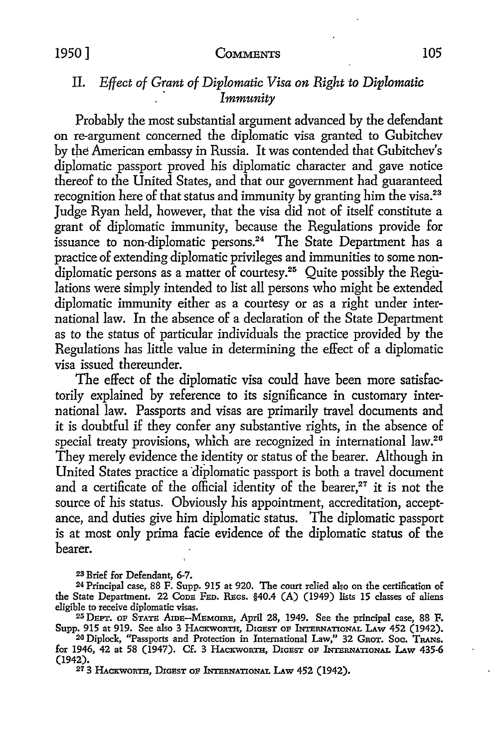## II. *Effect of Grant of Diplomatic Visa on Right to Diplomatic Immunity*

Probably the most substantial argument advanced by the defendant on re-argument concerned the diplomatic visa granted to Gubitchev by the American embassy in Russia. It was contended that Gubitchev's diplomatic passport proved his diplomatic character and gave notice thereof to the United States, and that our government had guaranteed recognition here of that status and immunity by granting him the visa.[23] Judge Ryan held, however, that the visa did not of itself constitute a grant of diplomatic immunity, because the Regulations provide for issuance to non-diplomatic persons.[24] The State Department has a practice of extending diplomatic privileges and immunities to some non-diplomatic persons as a matter of courtesy.[25] Quite possibly the Regulations were simply intended to list all persons who might be extended diplomatic immunity either as a courtesy or as a right under international law. In the absence of a declaration of the State Department as to the status of particular individuals the practice provided by the Regulations has little value in determining the effect of a diplomatic visa issued thereunder.

The effect of the diplomatic visa could have been more satisfactorily explained by reference to its significance in customary international law. Passports and visas are primarily travel documents and it is doubtful if they confer any substantive rights, in the absence of special treaty provisions, which are recognized in international law.[26] They merely evidence the identity or status of the bearer. Although in United States practice a diplomatic passport is both a travel document and a certificate of the official identity of the bearer,[27] it is not the source of his status. Obviously his appointment, accreditation, acceptance, and duties give him diplomatic status. The diplomatic passport is at most only prima facie evidence of the diplomatic status of the bearer.

---

[23] Brief for Defendant, 6-7.

[24] Principal case, 88 F. Supp. 915 at 920. The court relied also on the certification of the State Department. 22 CODE FED. REGS. §40.4 (A) (1949) lists 15 classes of aliens eligible to receive diplomatic visas.

[25] DEPT. OF STATE AIDE-MEMOIRE, April 28, 1949. See the principal case, 88 F. Supp. 915 at 919. See also 3 HACKWORTH, DIGEST OF INTERNATIONAL LAW 452 (1942).

[26] Diplock, "Passports and Protection in International Law," 32 GROT. SOC. TRANS. for 1946, 42 at 58 (1947). Cf. 3 HACKWORTH, DIGEST OF INTERNATIONAL LAW 435-6 (1942).

[27] 3 HACKWORTH, DIGEST OF INTERNATIONAL LAW 452 (1942).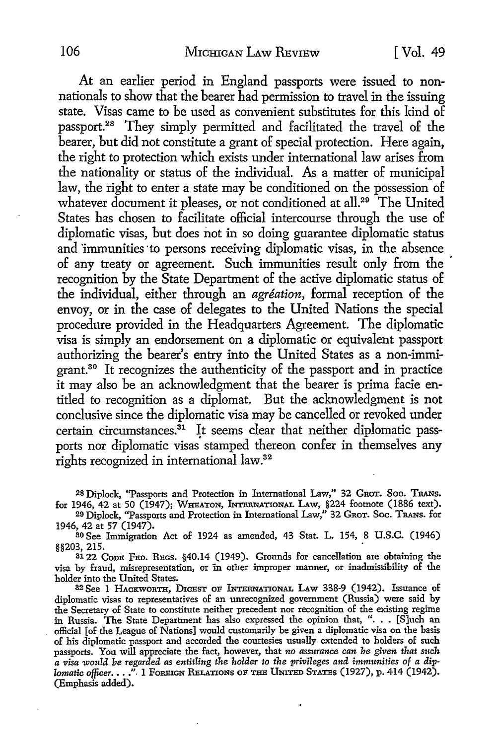At an earlier period in England passports were issued to non-nationals to show that the bearer had permission to travel in the issuing state. Visas came to be used as convenient substitutes for this kind of passport.[28] They simply permitted and facilitated the travel of the bearer, but did not constitute a grant of special protection. Here again, the right to protection which exists under international law arises from the nationality or status of the individual. As a matter of municipal law, the right to enter a state may be conditioned on the possession of whatever document it pleases, or not conditioned at all.[29] The United States has chosen to facilitate official intercourse through the use of diplomatic visas, but does not in so doing guarantee diplomatic status and immunities to persons receiving diplomatic visas, in the absence of any treaty or agreement. Such immunities result only from the recognition by the State Department of the active diplomatic status of the individual, either through an *agréation*, formal reception of the envoy, or in the case of delegates to the United Nations the special procedure provided in the Headquarters Agreement. The diplomatic visa is simply an endorsement on a diplomatic or equivalent passport authorizing the bearer's entry into the United States as a non-immigrant.[30] It recognizes the authenticity of the passport and in practice it may also be an acknowledgment that the bearer is prima facie entitled to recognition as a diplomat. But the acknowledgment is not conclusive since the diplomatic visa may be cancelled or revoked under certain circumstances.[31] It seems clear that neither diplomatic passports nor diplomatic visas stamped thereon confer in themselves any rights recognized in international law.[32]

---

[28] Diplock, "Passports and Protection in International Law," 32 Grot. Soc. Trans. for 1946, 42 at 50 (1947); Wheaton, International Law, §224 footnote (1886 text).

[29] Diplock, "Passports and Protection in International Law," 32 Grot. Soc. Trans. for 1946, 42 at 57 (1947).

[30] See Immigration Act of 1924 as amended, 43 Stat. L. 154, 8 U.S.C. (1946) §§203, 215.

[31] 22 Code Fed. Regs. §40.14 (1949). Grounds for cancellation are obtaining the visa by fraud, misrepresentation, or in other improper manner, or inadmissibility of the holder into the United States.

[32] See 1 Hackworth, Digest of International Law 338-9 (1942). Issuance of diplomatic visas to representatives of an unrecognized government (Russia) were said by the Secretary of State to constitute neither precedent nor recognition of the existing regime in Russia. The State Department has also expressed the opinion that, ". . . [S]uch an official [of the League of Nations] would customarily be given a diplomatic visa on the basis of his diplomatic passport and accorded the courtesies usually extended to holders of such passports. You will appreciate the fact, however, that *no assurance can be given that such a visa would be regarded as entitling the holder to the privileges and immunities of a diplomatic officer. . . .*" 1 Foreign Relations of the United States (1927), p. 414 (1942). (Emphasis added).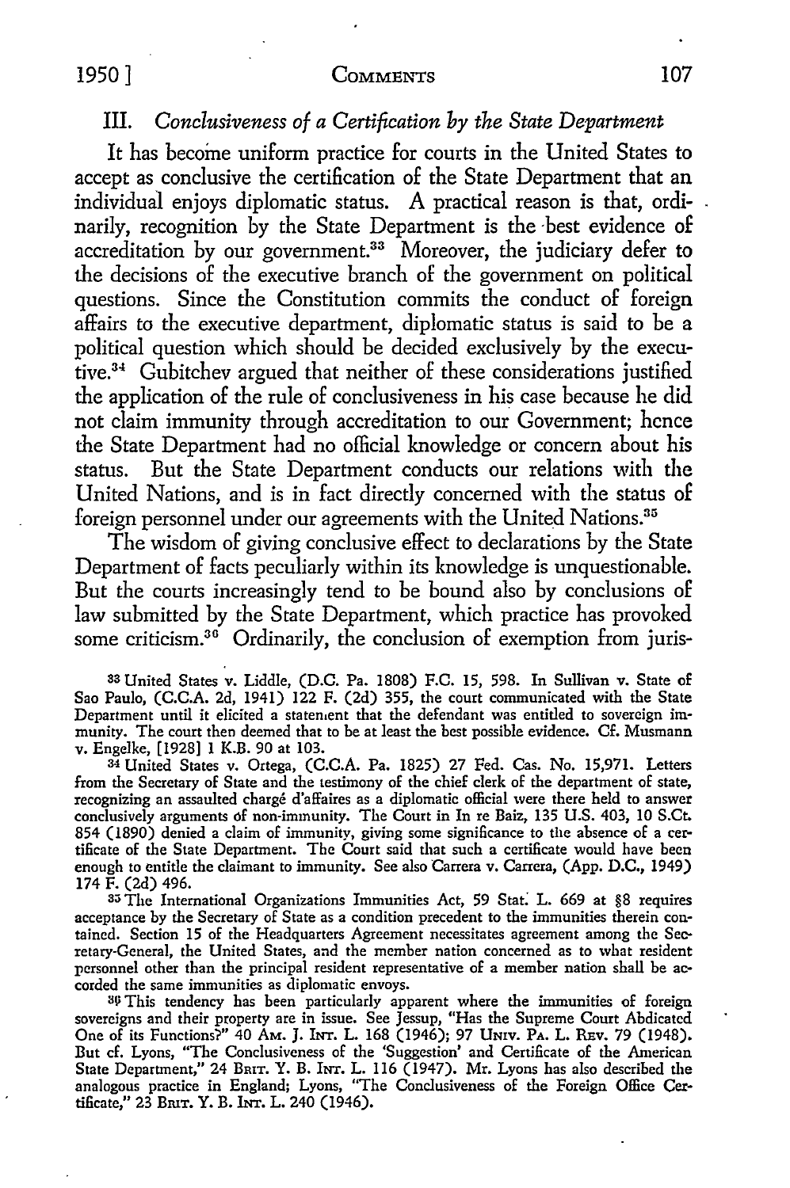### III. *Conclusiveness of a Certification by the State Department*

It has become uniform practice for courts in the United States to accept as conclusive the certification of the State Department that an individual enjoys diplomatic status. A practical reason is that, ordinarily, recognition by the State Department is the best evidence of accreditation by our government.[33] Moreover, the judiciary defer to the decisions of the executive branch of the government on political questions. Since the Constitution commits the conduct of foreign affairs to the executive department, diplomatic status is said to be a political question which should be decided exclusively by the executive.[34] Gubitchev argued that neither of these considerations justified the application of the rule of conclusiveness in his case because he did not claim immunity through accreditation to our Government; hence the State Department had no official knowledge or concern about his status. But the State Department conducts our relations with the United Nations, and is in fact directly concerned with the status of foreign personnel under our agreements with the United Nations.[35]

The wisdom of giving conclusive effect to declarations by the State Department of facts peculiarly within its knowledge is unquestionable. But the courts increasingly tend to be bound also by conclusions of law submitted by the State Department, which practice has provoked some criticism.[36] Ordinarily, the conclusion of exemption from juris-

---

[33] United States v. Liddle, (D.C. Pa. 1808) F.C. 15, 598. In Sullivan v. State of Sao Paulo, (C.C.A. 2d, 1941) 122 F. (2d) 355, the court communicated with the State Department until it elicited a statement that the defendant was entitled to sovereign immunity. The court then deemed that to be at least the best possible evidence. Cf. Musmann v. Engelke, [1928] 1 K.B. 90 at 103.

[34] United States v. Ortega, (C.C.A. Pa. 1825) 27 Fed. Cas. No. 15,971. Letters from the Secretary of State and the testimony of the chief clerk of the department of state, recognizing an assaulted chargé d'affaires as a diplomatic official were there held to answer conclusively arguments of non-immunity. The Court in In re Baiz, 135 U.S. 403, 10 S.Ct. 854 (1890) denied a claim of immunity, giving some significance to the absence of a certificate of the State Department. The Court said that such a certificate would have been enough to entitle the claimant to immunity. See also Carrera v. Carrera, (App. D.C., 1949) 174 F. (2d) 496.

[35] The International Organizations Immunities Act, 59 Stat. L. 669 at §8 requires acceptance by the Secretary of State as a condition precedent to the immunities therein contained. Section 15 of the Headquarters Agreement necessitates agreement among the Secretary-General, the United States, and the member nation concerned as to what resident personnel other than the principal resident representative of a member nation shall be accorded the same immunities as diplomatic envoys.

[36] This tendency has been particularly apparent where the immunities of foreign sovereigns and their property are in issue. See Jessup, "Has the Supreme Court Abdicated One of its Functions?" 40 Am. J. Int. L. 168 (1946); 97 Univ. Pa. L. Rev. 79 (1948). But cf. Lyons, "The Conclusiveness of the 'Suggestion' and Certificate of the American State Department," 24 Brit. Y. B. Int. L. 116 (1947). Mr. Lyons has also described the analogous practice in England; Lyons, "The Conclusiveness of the Foreign Office Certificate," 23 Brit. Y. B. Int. L. 240 (1946).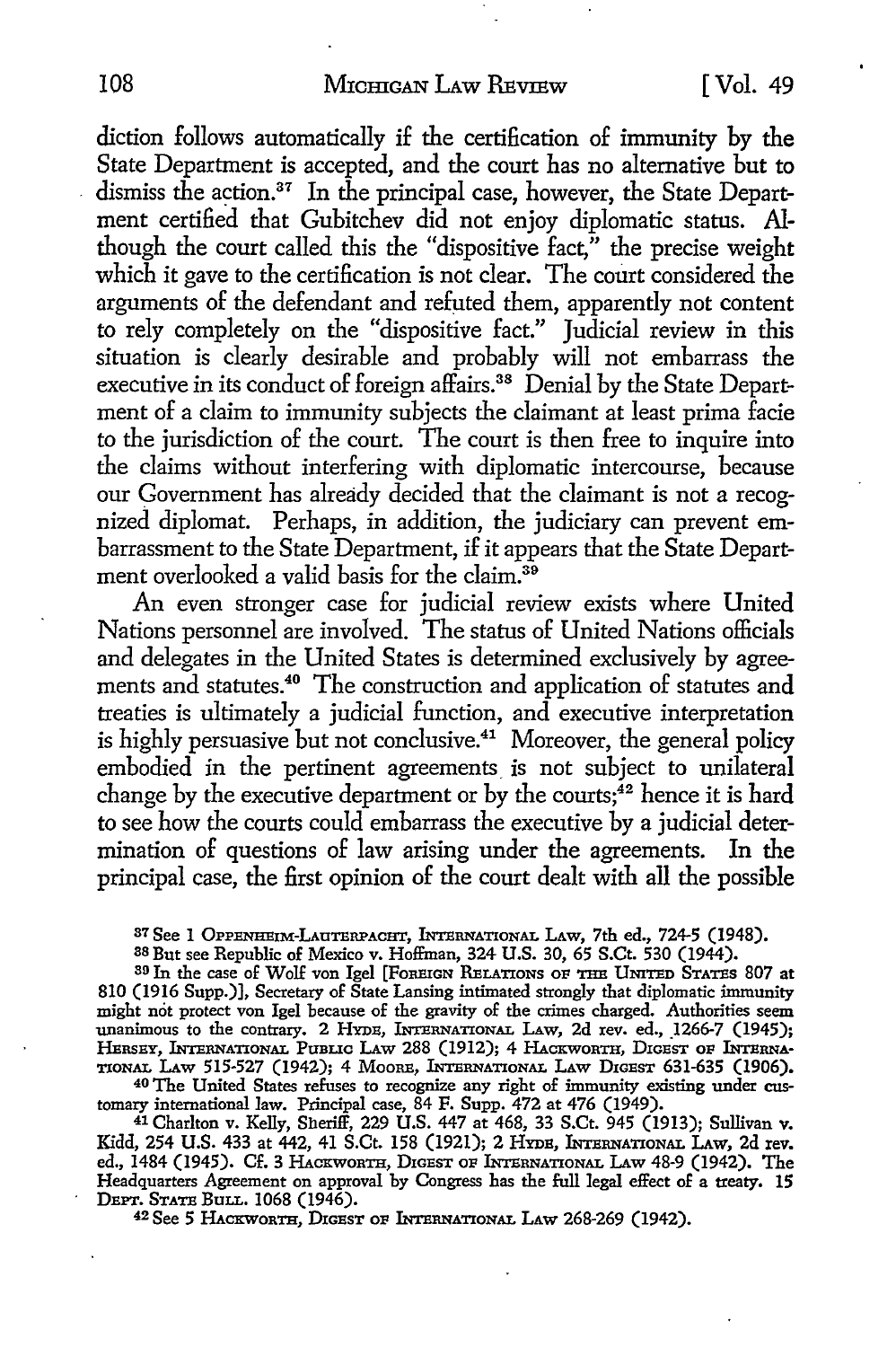diction follows automatically if the certification of immunity by the State Department is accepted, and the court has no alternative but to dismiss the action.[37] In the principal case, however, the State Department certified that Gubitchev did not enjoy diplomatic status. Although the court called this the "dispositive fact," the precise weight which it gave to the certification is not clear. The court considered the arguments of the defendant and refuted them, apparently not content to rely completely on the "dispositive fact." Judicial review in this situation is clearly desirable and probably will not embarrass the executive in its conduct of foreign affairs.[38] Denial by the State Department of a claim to immunity subjects the claimant at least prima facie to the jurisdiction of the court. The court is then free to inquire into the claims without interfering with diplomatic intercourse, because our Government has already decided that the claimant is not a recognized diplomat. Perhaps, in addition, the judiciary can prevent embarrassment to the State Department, if it appears that the State Department overlooked a valid basis for the claim.[39]

An even stronger case for judicial review exists where United Nations personnel are involved. The status of United Nations officials and delegates in the United States is determined exclusively by agreements and statutes.[40] The construction and application of statutes and treaties is ultimately a judicial function, and executive interpretation is highly persuasive but not conclusive.[41] Moreover, the general policy embodied in the pertinent agreements is not subject to unilateral change by the executive department or by the courts;[42] hence it is hard to see how the courts could embarrass the executive by a judicial determination of questions of law arising under the agreements. In the principal case, the first opinion of the court dealt with all the possible

---

[37] See 1 OPPENHEIM-LAUTERPACHT, INTERNATIONAL LAW, 7th ed., 724-5 (1948).

[38] But see Republic of Mexico v. Hoffman, 324 U.S. 30, 65 S.Ct. 530 (1944).

[39] In the case of Wolf von Igel [FOREIGN RELATIONS OF THE UNITED STATES 807 at 810 (1916 Supp.)], Secretary of State Lansing intimated strongly that diplomatic immunity might not protect von Igel because of the gravity of the crimes charged. Authorities seem unanimous to the contrary. 2 HYDE, INTERNATIONAL LAW, 2d rev. ed., 1266-7 (1945); HERSEY, INTERNATIONAL PUBLIC LAW 288 (1912); 4 HACKWORTH, DIGEST OF INTERNATIONAL LAW 515-527 (1942); 4 MOORE, INTERNATIONAL LAW DIGEST 631-635 (1906).

[40] The United States refuses to recognize any right of immunity existing under customary international law. Principal case, 84 F. Supp. 472 at 476 (1949).

[41] Charlton v. Kelly, Sheriff, 229 U.S. 447 at 468, 33 S.Ct. 945 (1913); Sullivan v. Kidd, 254 U.S. 433 at 442, 41 S.Ct. 158 (1921); 2 HYDE, INTERNATIONAL LAW, 2d rev. ed., 1484 (1945). Cf. 3 HACKWORTH, DIGEST OF INTERNATIONAL LAW 48-9 (1942). The Headquarters Agreement on approval by Congress has the full legal effect of a treaty. 15 DEPT. STATE BULL. 1068 (1946).

[42] See 5 HACKWORTH, DIGEST OF INTERNATIONAL LAW 268-269 (1942).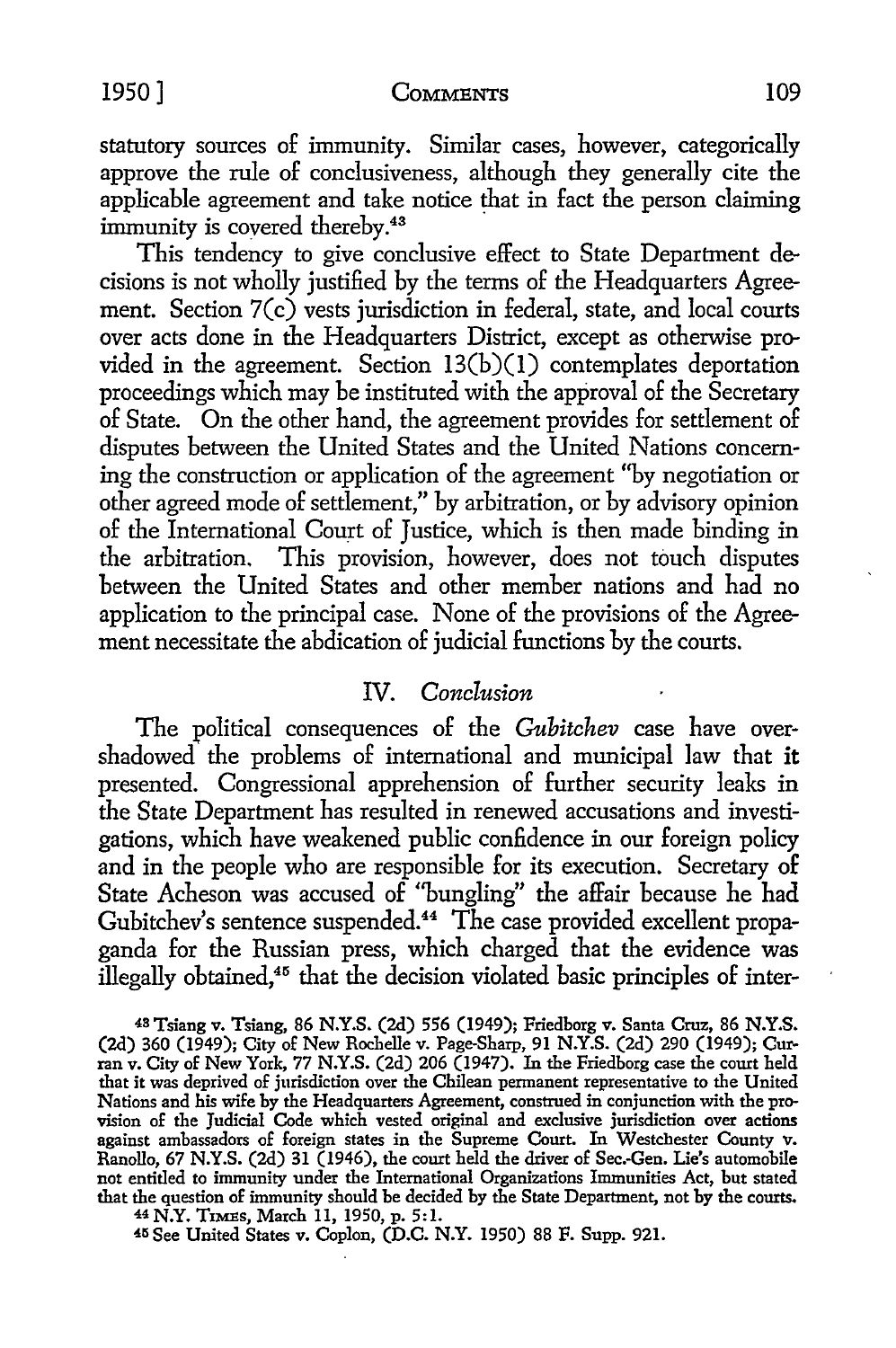statutory sources of immunity. Similar cases, however, categorically approve the rule of conclusiveness, although they generally cite the applicable agreement and take notice that in fact the person claiming immunity is covered thereby.[43]

This tendency to give conclusive effect to State Department decisions is not wholly justified by the terms of the Headquarters Agreement. Section 7(c) vests jurisdiction in federal, state, and local courts over acts done in the Headquarters District, except as otherwise provided in the agreement. Section 13(b)(1) contemplates deportation proceedings which may be instituted with the approval of the Secretary of State. On the other hand, the agreement provides for settlement of disputes between the United States and the United Nations concerning the construction or application of the agreement "by negotiation or other agreed mode of settlement," by arbitration, or by advisory opinion of the International Court of Justice, which is then made binding in the arbitration. This provision, however, does not touch disputes between the United States and other member nations and had no application to the principal case. None of the provisions of the Agreement necessitate the abdication of judicial functions by the courts.

## IV. *Conclusion*

The political consequences of the *Gubitchev* case have overshadowed the problems of international and municipal law that it presented. Congressional apprehension of further security leaks in the State Department has resulted in renewed accusations and investigations, which have weakened public confidence in our foreign policy and in the people who are responsible for its execution. Secretary of State Acheson was accused of "bungling" the affair because he had Gubitchev's sentence suspended.[44] The case provided excellent propaganda for the Russian press, which charged that the evidence was illegally obtained,[45] that the decision violated basic principles of inter-

---

[43] Tsiang v. Tsiang, 86 N.Y.S. (2d) 556 (1949); Friedborg v. Santa Cruz, 86 N.Y.S. (2d) 360 (1949); City of New Rochelle v. Page-Sharp, 91 N.Y.S. (2d) 290 (1949); Curran v. City of New York, 77 N.Y.S. (2d) 206 (1947). In the Friedborg case the court held that it was deprived of jurisdiction over the Chilean permanent representative to the United Nations and his wife by the Headquarters Agreement, construed in conjunction with the provision of the Judicial Code which vested original and exclusive jurisdiction over actions against ambassadors of foreign states in the Supreme Court. In Westchester County v. Ranollo, 67 N.Y.S. (2d) 31 (1946), the court held the driver of Sec.-Gen. Lie's automobile not entitled to immunity under the International Organizations Immunities Act, but stated that the question of immunity should be decided by the State Department, not by the courts.

[44] N.Y. Times, March 11, 1950, p. 5:1.

[45] See United States v. Coplon, (D.C. N.Y. 1950) 88 F. Supp. 921.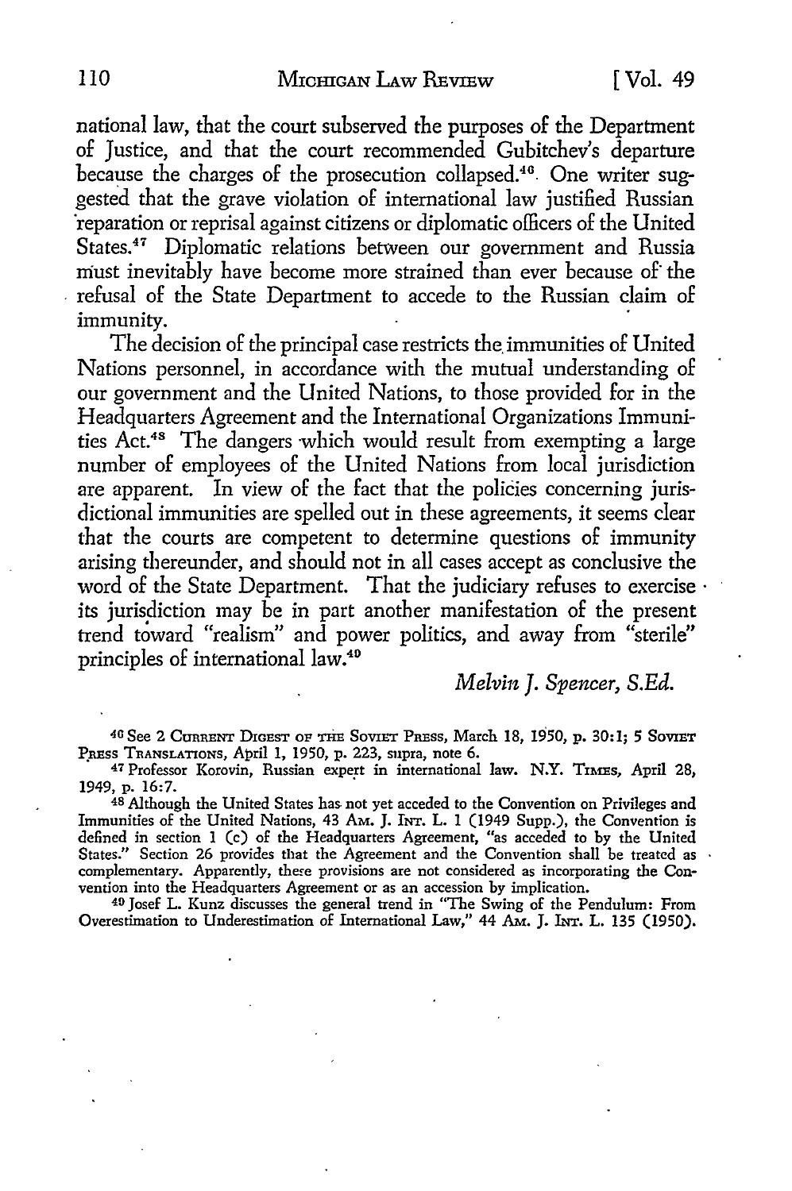national law, that the court subserved the purposes of the Department of Justice, and that the court recommended Gubitchev's departure because the charges of the prosecution collapsed.[46] One writer suggested that the grave violation of international law justified Russian reparation or reprisal against citizens or diplomatic officers of the United States.[47] Diplomatic relations between our government and Russia must inevitably have become more strained than ever because of the refusal of the State Department to accede to the Russian claim of immunity.

The decision of the principal case restricts the immunities of United Nations personnel, in accordance with the mutual understanding of our government and the United Nations, to those provided for in the Headquarters Agreement and the International Organizations Immunities Act.[48] The dangers which would result from exempting a large number of employees of the United Nations from local jurisdiction are apparent. In view of the fact that the policies concerning jurisdictional immunities are spelled out in these agreements, it seems clear that the courts are competent to determine questions of immunity arising thereunder, and should not in all cases accept as conclusive the word of the State Department. That the judiciary refuses to exercise its jurisdiction may be in part another manifestation of the present trend toward "realism" and power politics, and away from "sterile" principles of international law.[49]

*Melvin J. Spencer, S.Ed.*

---

[46] See 2 CURRENT DIGEST OF THE SOVIET PRESS, March 18, 1950, p. 30:1; 5 SOVIET PRESS TRANSLATIONS, April 1, 1950, p. 223, supra, note 6.

[47] Professor Korovin, Russian expert in international law. N.Y. TIMES, April 28, 1949, p. 16:7.

[48] Although the United States has not yet acceded to the Convention on Privileges and Immunities of the United Nations, 43 AM. J. INT. L. 1 (1949 Supp.), the Convention is defined in section 1 (c) of the Headquarters Agreement, "as acceded to by the United States." Section 26 provides that the Agreement and the Convention shall be treated as complementary. Apparently, these provisions are not considered as incorporating the Convention into the Headquarters Agreement or as an accession by implication.

[49] Josef L. Kunz discusses the general trend in "The Swing of the Pendulum: From Overestimation to Underestimation of International Law," 44 AM. J. INT. L. 135 (1950).